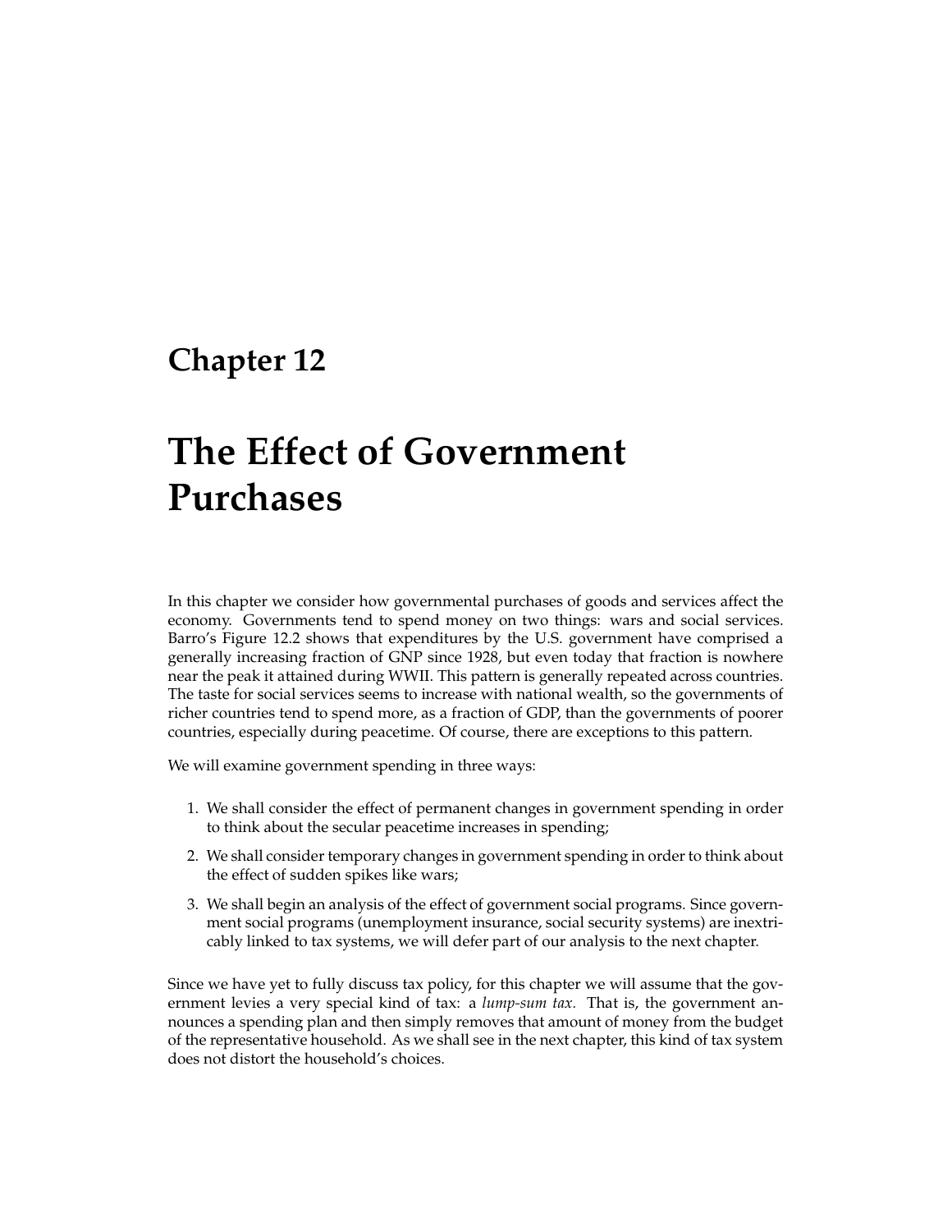# Chapter 12

# The Effect of Government Purchases

In this chapter we consider how governmental purchases of goods and services affect the economy. Governments tend to spend money on two things: wars and social services. Barro's Figure 12.2 shows that expenditures by the U.S. government have comprised a generally increasing fraction of GNP since 1928, but even today that fraction is nowhere near the peak it attained during WWII. This pattern is generally repeated across countries. The taste for social services seems to increase with national wealth, so the governments of richer countries tend to spend more, as a fraction of GDP, than the governments of poorer countries, especially during peacetime. Of course, there are exceptions to this pattern.

We will examine government spending in three ways:

1. We shall consider the effect of permanent changes in government spending in order to think about the secular peacetime increases in spending;
2. We shall consider temporary changes in government spending in order to think about the effect of sudden spikes like wars;
3. We shall begin an analysis of the effect of government social programs. Since government social programs (unemployment insurance, social security systems) are inextricably linked to tax systems, we will defer part of our analysis to the next chapter.

Since we have yet to fully discuss tax policy, for this chapter we will assume that the government levies a very special kind of tax: a *lump-sum tax.* That is, the government announces a spending plan and then simply removes that amount of money from the budget of the representative household. As we shall see in the next chapter, this kind of tax system does not distort the household's choices.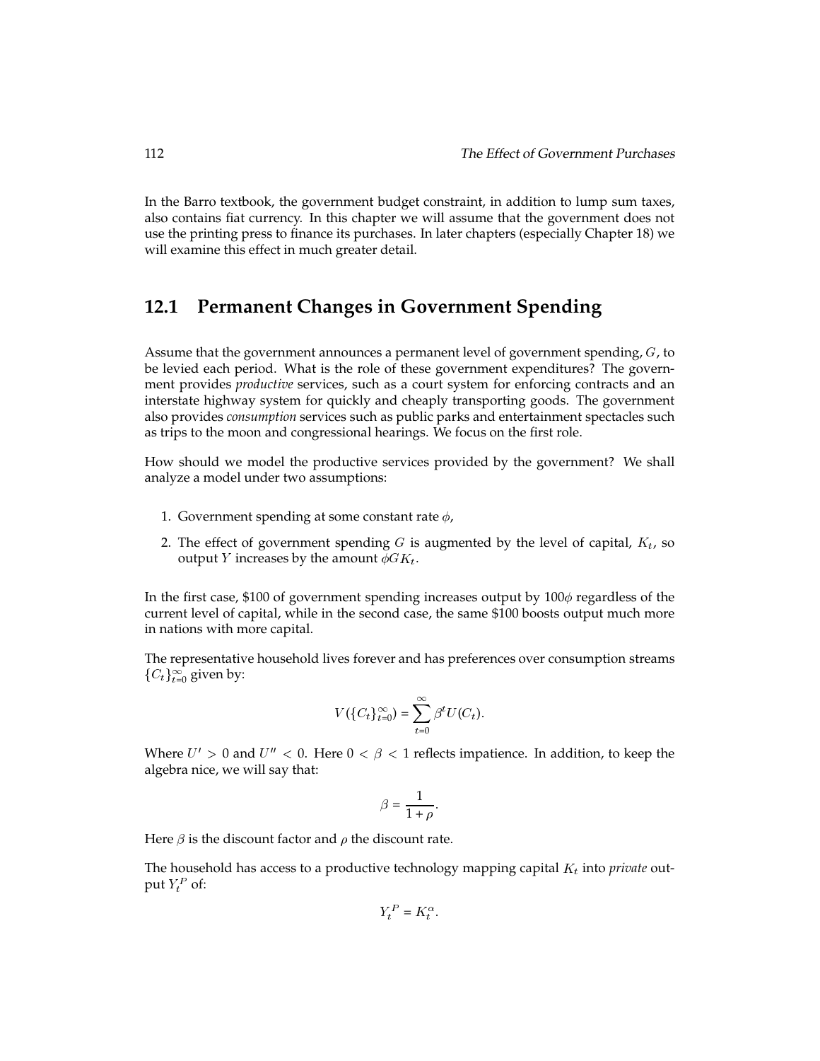In the Barro textbook, the government budget constraint, in addition to lump sum taxes, also contains fiat currency. In this chapter we will assume that the government does not use the printing press to finance its purchases. In later chapters (especially Chapter 18) we will examine this effect in much greater detail.

## 12.1 Permanent Changes in Government Spending

Assume that the government announces a permanent level of government spending, $G$, to be levied each period. What is the role of these government expenditures? The government provides *productive* services, such as a court system for enforcing contracts and an interstate highway system for quickly and cheaply transporting goods. The government also provides *consumption* services such as public parks and entertainment spectacles such as trips to the moon and congressional hearings. We focus on the first role.

How should we model the productive services provided by the government? We shall analyze a model under two assumptions:

1. Government spending at some constant rate $\phi$,
2. The effect of government spending $G$ is augmented by the level of capital, $K_t$, so output $Y$ increases by the amount $\phi G K_t$.

In the first case, \$100 of government spending increases output by $100\phi$ regardless of the current level of capital, while in the second case, the same \$100 boosts output much more in nations with more capital.

The representative household lives forever and has preferences over consumption streams $\{C_t\}_{t=0}^{\infty}$ given by:

$$V(\{C_t\}_{t=0}^{\infty}) = \sum_{t=0}^{\infty} \beta^t U(C_t).$$

Where $U' > 0$ and $U'' < 0$. Here $0 < \beta < 1$ reflects impatience. In addition, to keep the algebra nice, we will say that:

$$\beta = \frac{1}{1+\rho}.$$

Here $\beta$ is the discount factor and $\rho$ the discount rate.

The household has access to a productive technology mapping capital $K_t$ into *private* output $Y_t^P$ of:

$$Y_t^P = K_t^{\alpha}.$$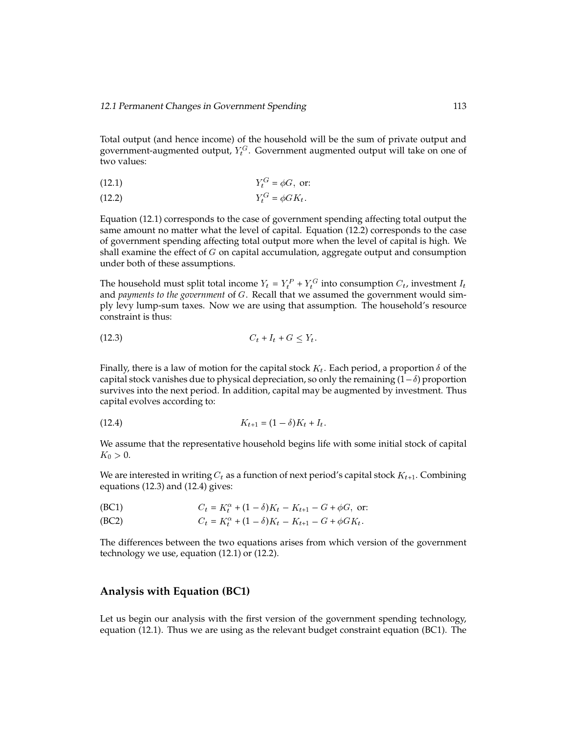Total output (and hence income) of the household will be the sum of private output and government-augmented output, $Y_t^G$. Government augmented output will take on one of two values:

$$Y_t^G = \phi G, \text{ or:} \tag{12.1}$$

$$Y_t^G = \phi G K_t. \tag{12.2}$$

Equation (12.1) corresponds to the case of government spending affecting total output the same amount no matter what the level of capital. Equation (12.2) corresponds to the case of government spending affecting total output more when the level of capital is high. We shall examine the effect of $G$ on capital accumulation, aggregate output and consumption under both of these assumptions.

The household must split total income $Y_t = Y_t^P + Y_t^G$ into consumption $C_t$, investment $I_t$ and *payments to the government* of $G$. Recall that we assumed the government would simply levy lump-sum taxes. Now we are using that assumption. The household's resource constraint is thus:

$$C_t + I_t + G \leq Y_t. \tag{12.3}$$

Finally, there is a law of motion for the capital stock $K_t$. Each period, a proportion $\delta$ of the capital stock vanishes due to physical depreciation, so only the remaining $(1-\delta)$ proportion survives into the next period. In addition, capital may be augmented by investment. Thus capital evolves according to:

$$K_{t+1} = (1 - \delta)K_t + I_t. \tag{12.4}$$

We assume that the representative household begins life with some initial stock of capital $K_0 > 0$.

We are interested in writing $C_t$ as a function of next period's capital stock $K_{t+1}$. Combining equations (12.3) and (12.4) gives:

$$C_t = K_t^\alpha + (1 - \delta)K_t - K_{t+1} - G + \phi G, \text{ or:} \tag{BC1}$$

$$C_t = K_t^\alpha + (1 - \delta)K_t - K_{t+1} - G + \phi G K_t. \tag{BC2}$$

The differences between the two equations arises from which version of the government technology we use, equation (12.1) or (12.2).

### Analysis with Equation (BC1)

Let us begin our analysis with the first version of the government spending technology, equation (12.1). Thus we are using as the relevant budget constraint equation (BC1). The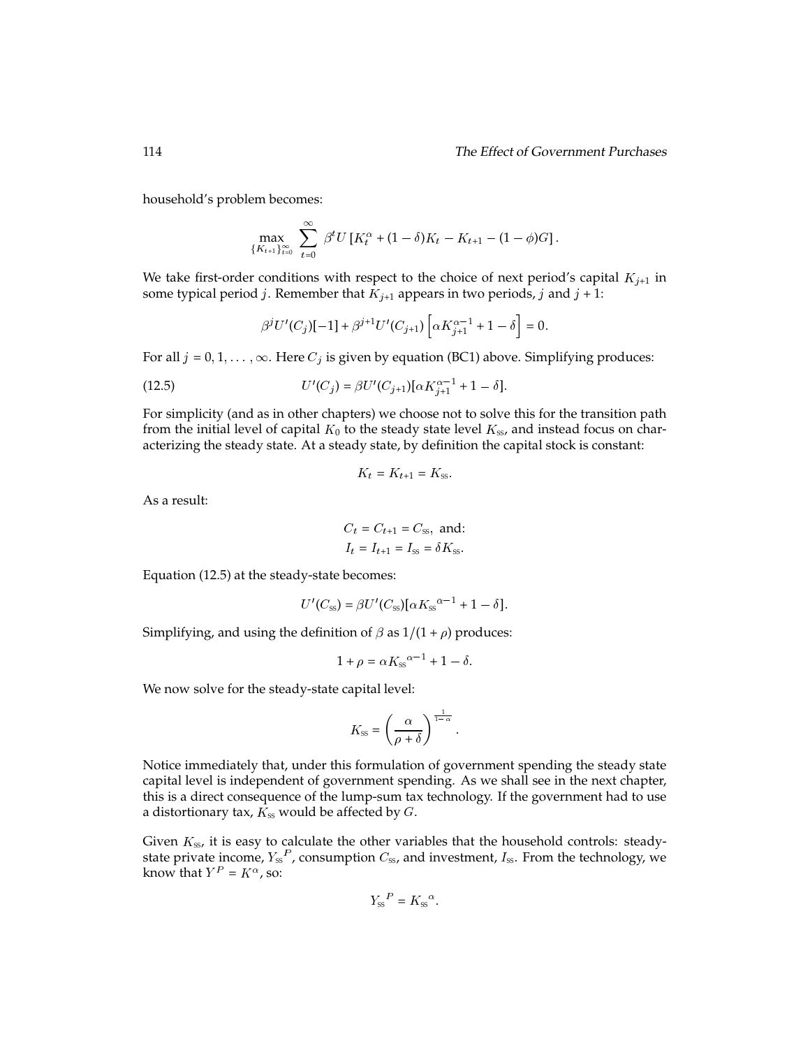household's problem becomes:

$$\max_{\{K_{t+1}\}_{t=0}^{\infty}} \sum_{t=0}^{\infty} \beta^t U\left[K_t^{\alpha} + (1-\delta)K_t - K_{t+1} - (1-\phi)G\right].$$

We take first-order conditions with respect to the choice of next period's capital $K_{j+1}$ in some typical period $j$. Remember that $K_{j+1}$ appears in two periods, $j$ and $j+1$:

$$\beta^j U'(C_j)[-1] + \beta^{j+1} U'(C_{j+1})\left[\alpha K_{j+1}^{\alpha-1} + 1 - \delta\right] = 0.$$

For all $j = 0, 1, \ldots, \infty$. Here $C_j$ is given by equation (BC1) above. Simplifying produces:

$$U'(C_j) = \beta U'(C_{j+1})[\alpha K_{j+1}^{\alpha-1} + 1 - \delta]. \tag{12.5}$$

For simplicity (and as in other chapters) we choose not to solve this for the transition path from the initial level of capital $K_0$ to the steady state level $K_{ss}$, and instead focus on characterizing the steady state. At a steady state, by definition the capital stock is constant:

$$K_t = K_{t+1} = K_{ss}.$$

As a result:

$$C_t = C_{t+1} = C_{ss}, \text{ and:}$$
$$I_t = I_{t+1} = I_{ss} = \delta K_{ss}.$$

Equation (12.5) at the steady-state becomes:

$$U'(C_{ss}) = \beta U'(C_{ss})[\alpha K_{ss}{}^{\alpha-1} + 1 - \delta].$$

Simplifying, and using the definition of $\beta$ as $1/(1+\rho)$ produces:

$$1 + \rho = \alpha K_{ss}{}^{\alpha-1} + 1 - \delta.$$

We now solve for the steady-state capital level:

$$K_{ss} = \left(\frac{\alpha}{\rho + \delta}\right)^{\frac{1}{1-\alpha}}.$$

Notice immediately that, under this formulation of government spending the steady state capital level is independent of government spending. As we shall see in the next chapter, this is a direct consequence of the lump-sum tax technology. If the government had to use a distortionary tax, $K_{ss}$ would be affected by $G$.

Given $K_{ss}$, it is easy to calculate the other variables that the household controls: steady-state private income, $Y_{ss}{}^P$, consumption $C_{ss}$, and investment, $I_{ss}$. From the technology, we know that $Y^P = K^{\alpha}$, so:

$$Y_{ss}{}^P = K_{ss}{}^{\alpha}.$$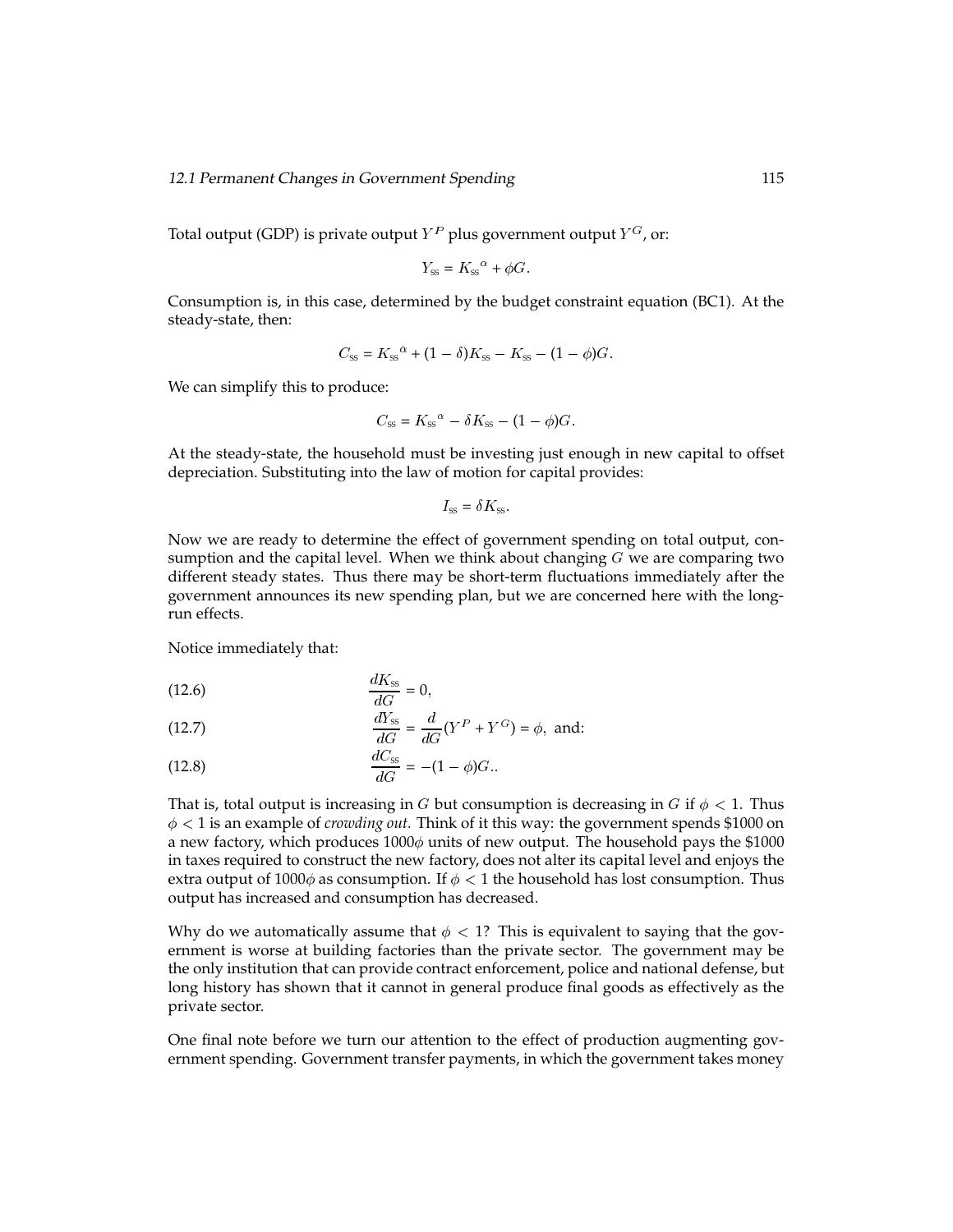Total output (GDP) is private output $Y^P$ plus government output $Y^G$, or:

$$Y_{ss} = K_{ss}{}^{\alpha} + \phi G.$$

Consumption is, in this case, determined by the budget constraint equation (BC1). At the steady-state, then:

$$C_{ss} = K_{ss}{}^{\alpha} + (1 - \delta)K_{ss} - K_{ss} - (1 - \phi)G.$$

We can simplify this to produce:

$$C_{ss} = K_{ss}{}^{\alpha} - \delta K_{ss} - (1 - \phi)G.$$

At the steady-state, the household must be investing just enough in new capital to offset depreciation. Substituting into the law of motion for capital provides:

$$I_{ss} = \delta K_{ss}.$$

Now we are ready to determine the effect of government spending on total output, consumption and the capital level. When we think about changing $G$ we are comparing two different steady states. Thus there may be short-term fluctuations immediately after the government announces its new spending plan, but we are concerned here with the long-run effects.

Notice immediately that:

$$\frac{dK_{ss}}{dG} = 0, \tag{12.6}$$

$$\frac{dY_{ss}}{dG} = \frac{d}{dG}(Y^P + Y^G) = \phi, \text{ and:} \tag{12.7}$$

$$\frac{dC_{ss}}{dG} = -(1 - \phi)G.. \tag{12.8}$$

That is, total output is increasing in $G$ but consumption is decreasing in $G$ if $\phi < 1$. Thus $\phi < 1$ is an example of *crowding out.* Think of it this way: the government spends \$1000 on a new factory, which produces $1000\phi$ units of new output. The household pays the \$1000 in taxes required to construct the new factory, does not alter its capital level and enjoys the extra output of $1000\phi$ as consumption. If $\phi < 1$ the household has lost consumption. Thus output has increased and consumption has decreased.

Why do we automatically assume that $\phi < 1$? This is equivalent to saying that the government is worse at building factories than the private sector. The government may be the only institution that can provide contract enforcement, police and national defense, but long history has shown that it cannot in general produce final goods as effectively as the private sector.

One final note before we turn our attention to the effect of production augmenting government spending. Government transfer payments, in which the government takes money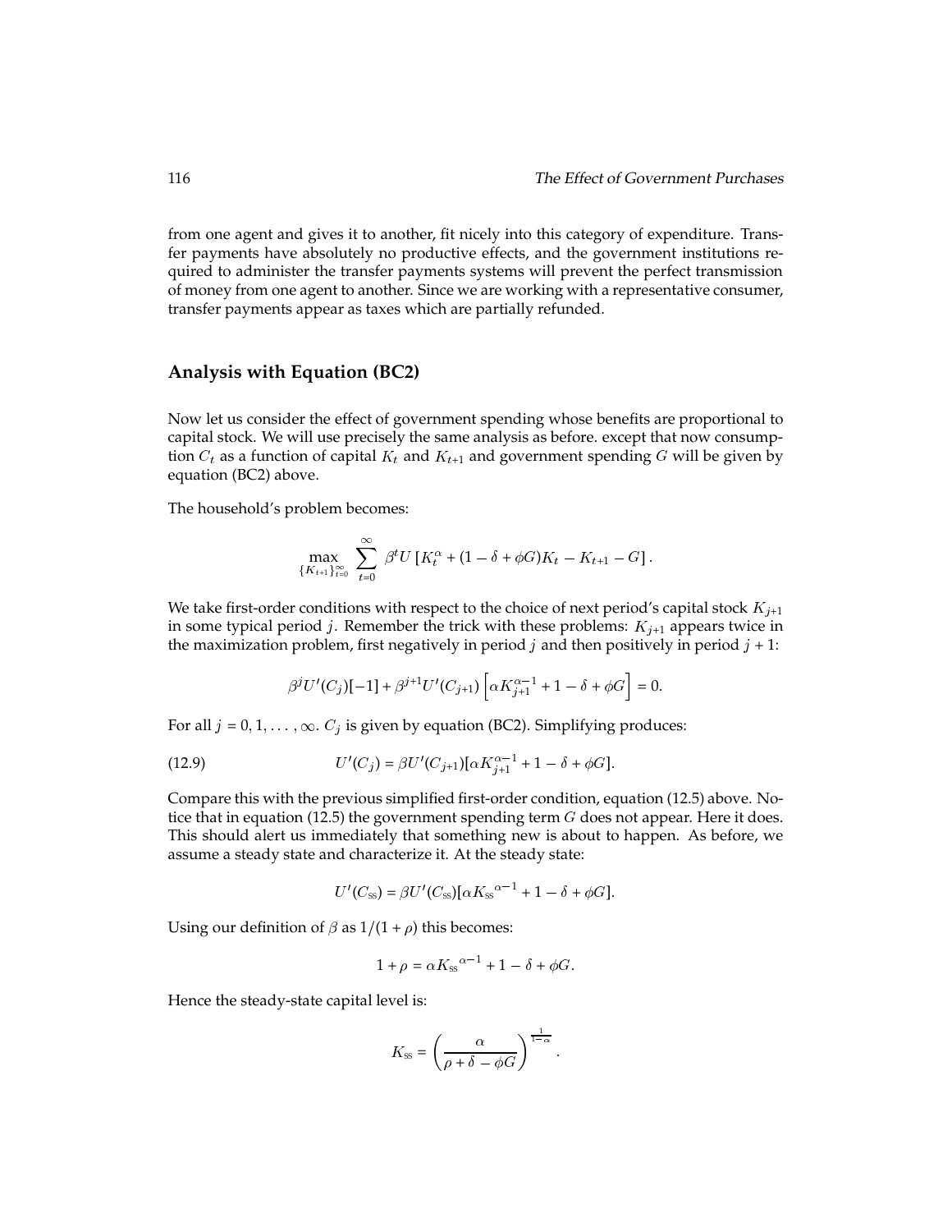from one agent and gives it to another, fit nicely into this category of expenditure. Transfer payments have absolutely no productive effects, and the government institutions required to administer the transfer payments systems will prevent the perfect transmission of money from one agent to another. Since we are working with a representative consumer, transfer payments appear as taxes which are partially refunded.

## Analysis with Equation (BC2)

Now let us consider the effect of government spending whose benefits are proportional to capital stock. We will use precisely the same analysis as before. except that now consumption $C_t$ as a function of capital $K_t$ and $K_{t+1}$ and government spending $G$ will be given by equation (BC2) above.

The household's problem becomes:

$$\max_{\{K_{t+1}\}_{t=0}^{\infty}} \sum_{t=0}^{\infty} \beta^t U\left[K_t^{\alpha} + (1 - \delta + \phi G)K_t - K_{t+1} - G\right].$$

We take first-order conditions with respect to the choice of next period's capital stock $K_{j+1}$ in some typical period $j$. Remember the trick with these problems: $K_{j+1}$ appears twice in the maximization problem, first negatively in period $j$ and then positively in period $j+1$:

$$\beta^j U'(C_j)[-1] + \beta^{j+1} U'(C_{j+1})\left[\alpha K_{j+1}^{\alpha-1} + 1 - \delta + \phi G\right] = 0.$$

For all $j = 0, 1, \ldots, \infty$. $C_j$ is given by equation (BC2). Simplifying produces:

$$U'(C_j) = \beta U'(C_{j+1})[\alpha K_{j+1}^{\alpha-1} + 1 - \delta + \phi G]. \tag{12.9}$$

Compare this with the previous simplified first-order condition, equation (12.5) above. Notice that in equation (12.5) the government spending term $G$ does not appear. Here it does. This should alert us immediately that something new is about to happen. As before, we assume a steady state and characterize it. At the steady state:

$$U'(C_{ss}) = \beta U'(C_{ss})[\alpha K_{ss}{}^{\alpha-1} + 1 - \delta + \phi G].$$

Using our definition of $\beta$ as $1/(1 + \rho)$ this becomes:

$$1 + \rho = \alpha K_{ss}{}^{\alpha-1} + 1 - \delta + \phi G.$$

Hence the steady-state capital level is:

$$K_{ss} = \left(\frac{\alpha}{\rho + \delta - \phi G}\right)^{\frac{1}{1-\alpha}}.$$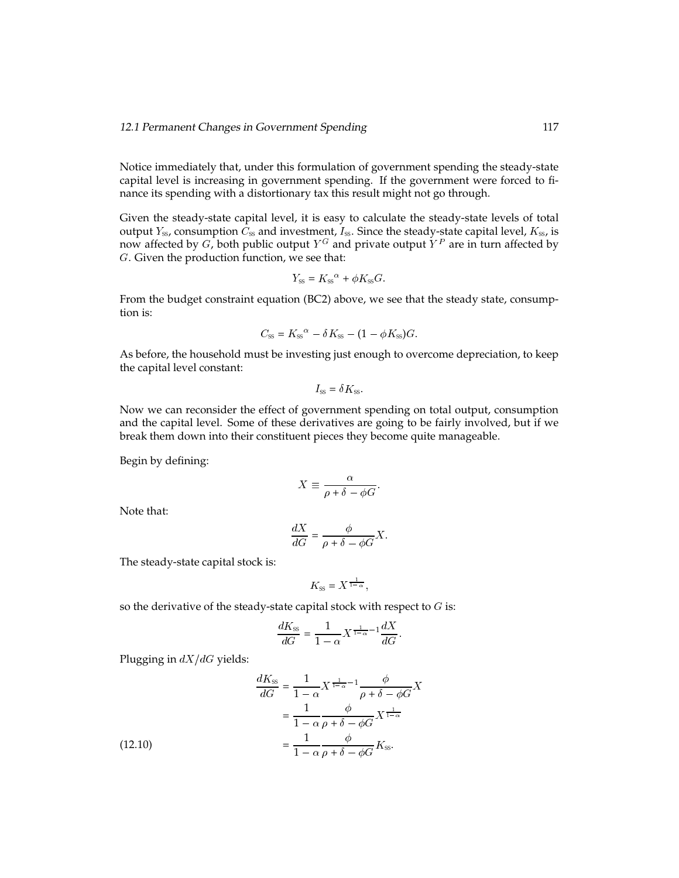Notice immediately that, under this formulation of government spending the steady-state capital level is increasing in government spending. If the government were forced to finance its spending with a distortionary tax this result might not go through.

Given the steady-state capital level, it is easy to calculate the steady-state levels of total output $Y_{ss}$, consumption $C_{ss}$ and investment, $I_{ss}$. Since the steady-state capital level, $K_{ss}$, is now affected by $G$, both public output $Y^G$ and private output $Y^P$ are in turn affected by $G$. Given the production function, we see that:

$$Y_{ss} = K_{ss}{}^{\alpha} + \phi K_{ss} G.$$

From the budget constraint equation (BC2) above, we see that the steady state, consumption is:

$$C_{ss} = K_{ss}{}^{\alpha} - \delta K_{ss} - (1 - \phi K_{ss})G.$$

As before, the household must be investing just enough to overcome depreciation, to keep the capital level constant:

$$I_{ss} = \delta K_{ss}.$$

Now we can reconsider the effect of government spending on total output, consumption and the capital level. Some of these derivatives are going to be fairly involved, but if we break them down into their constituent pieces they become quite manageable.

Begin by defining:

$$X \equiv \frac{\alpha}{\rho + \delta - \phi G}.$$

Note that:

$$\frac{dX}{dG} = \frac{\phi}{\rho + \delta - \phi G} X.$$

The steady-state capital stock is:

$$K_{ss} = X^{\frac{1}{1-\alpha}},$$

so the derivative of the steady-state capital stock with respect to $G$ is:

$$\frac{dK_{ss}}{dG} = \frac{1}{1-\alpha} X^{\frac{1}{1-\alpha} - 1} \frac{dX}{dG}.$$

Plugging in $dX/dG$ yields:

$$\begin{aligned}
\frac{dK_{ss}}{dG} &= \frac{1}{1-\alpha} X^{\frac{1}{1-\alpha} - 1} \frac{\phi}{\rho + \delta - \phi G} X \\
&= \frac{1}{1-\alpha} \frac{\phi}{\rho + \delta - \phi G} X^{\frac{1}{1-\alpha}} \\
&= \frac{1}{1-\alpha} \frac{\phi}{\rho + \delta - \phi G} K_{ss}.
\end{aligned} \tag{12.10}$$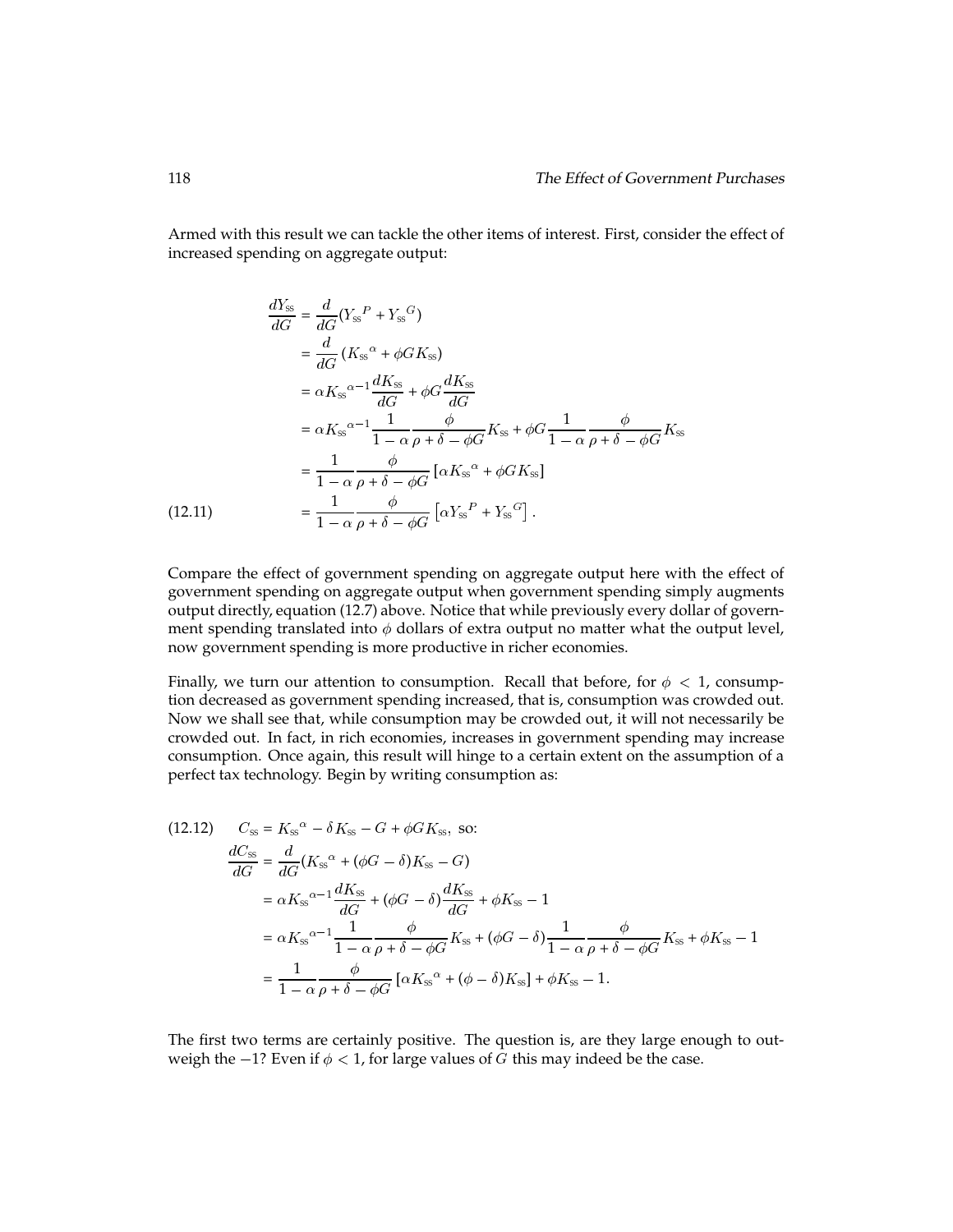Armed with this result we can tackle the other items of interest. First, consider the effect of increased spending on aggregate output:

$$
\begin{aligned}
\frac{dY_{ss}}{dG} &= \frac{d}{dG}({Y_{ss}}^P + {Y_{ss}}^G) \\
&= \frac{d}{dG}\left({K_{ss}}^\alpha + \phi G K_{ss}\right) \\
&= \alpha {K_{ss}}^{\alpha-1}\frac{dK_{ss}}{dG} + \phi G \frac{dK_{ss}}{dG} \\
&= \alpha {K_{ss}}^{\alpha-1}\frac{1}{1-\alpha}\frac{\phi}{\rho+\delta-\phi G}K_{ss} + \phi G \frac{1}{1-\alpha}\frac{\phi}{\rho+\delta-\phi G}K_{ss} \\
&= \frac{1}{1-\alpha}\frac{\phi}{\rho+\delta-\phi G}\left[\alpha {K_{ss}}^\alpha + \phi G K_{ss}\right] \\
&= \frac{1}{1-\alpha}\frac{\phi}{\rho+\delta-\phi G}\left[\alpha {Y_{ss}}^P + {Y_{ss}}^G\right]. \qquad (12.11)
\end{aligned}
$$

Compare the effect of government spending on aggregate output here with the effect of government spending on aggregate output when government spending simply augments output directly, equation (12.7) above. Notice that while previously every dollar of government spending translated into $\phi$ dollars of extra output no matter what the output level, now government spending is more productive in richer economies.

Finally, we turn our attention to consumption. Recall that before, for $\phi < 1$, consumption decreased as government spending increased, that is, consumption was crowded out. Now we shall see that, while consumption may be crowded out, it will not necessarily be crowded out. In fact, in rich economies, increases in government spending may increase consumption. Once again, this result will hinge to a certain extent on the assumption of a perfect tax technology. Begin by writing consumption as:

$$
C_{ss} = {K_{ss}}^\alpha - \delta K_{ss} - G + \phi G K_{ss}, \text{ so:} \qquad (12.12)
$$

$$
\begin{aligned}
\frac{dC_{ss}}{dG} &= \frac{d}{dG}({K_{ss}}^\alpha + (\phi G - \delta)K_{ss} - G) \\
&= \alpha {K_{ss}}^{\alpha-1}\frac{dK_{ss}}{dG} + (\phi G - \delta)\frac{dK_{ss}}{dG} + \phi K_{ss} - 1 \\
&= \alpha {K_{ss}}^{\alpha-1}\frac{1}{1-\alpha}\frac{\phi}{\rho+\delta-\phi G}K_{ss} + (\phi G - \delta)\frac{1}{1-\alpha}\frac{\phi}{\rho+\delta-\phi G}K_{ss} + \phi K_{ss} - 1 \\
&= \frac{1}{1-\alpha}\frac{\phi}{\rho+\delta-\phi G}\left[\alpha {K_{ss}}^\alpha + (\phi - \delta)K_{ss}\right] + \phi K_{ss} - 1.
\end{aligned}
$$

The first two terms are certainly positive. The question is, are they large enough to outweigh the $-1$? Even if $\phi < 1$, for large values of $G$ this may indeed be the case.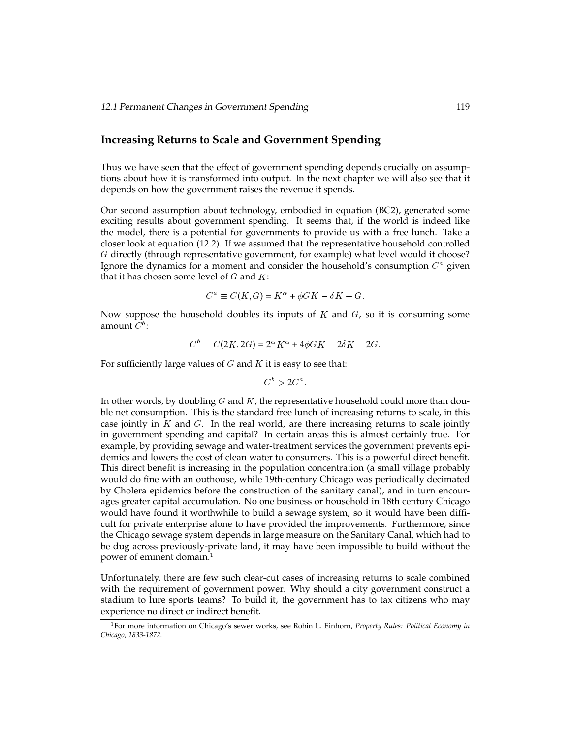## Increasing Returns to Scale and Government Spending

Thus we have seen that the effect of government spending depends crucially on assumptions about how it is transformed into output. In the next chapter we will also see that it depends on how the government raises the revenue it spends.

Our second assumption about technology, embodied in equation (BC2), generated some exciting results about government spending. It seems that, if the world is indeed like the model, there is a potential for governments to provide us with a free lunch. Take a closer look at equation (12.2). If we assumed that the representative household controlled $G$ directly (through representative government, for example) what level would it choose? Ignore the dynamics for a moment and consider the household's consumption $C^a$ given that it has chosen some level of $G$ and $K$:

$$C^a \equiv C(K, G) = K^\alpha + \phi G K - \delta K - G.$$

Now suppose the household doubles its inputs of $K$ and $G$, so it is consuming some amount $C^b$:

$$C^b \equiv C(2K, 2G) = 2^\alpha K^\alpha + 4\phi G K - 2\delta K - 2G.$$

For sufficiently large values of $G$ and $K$ it is easy to see that:

$$C^b > 2C^a.$$

In other words, by doubling $G$ and $K$, the representative household could more than double net consumption. This is the standard free lunch of increasing returns to scale, in this case jointly in $K$ and $G$. In the real world, are there increasing returns to scale jointly in government spending and capital? In certain areas this is almost certainly true. For example, by providing sewage and water-treatment services the government prevents epidemics and lowers the cost of clean water to consumers. This is a powerful direct benefit. This direct benefit is increasing in the population concentration (a small village probably would do fine with an outhouse, while 19th-century Chicago was periodically decimated by Cholera epidemics before the construction of the sanitary canal), and in turn encourages greater capital accumulation. No one business or household in 18th century Chicago would have found it worthwhile to build a sewage system, so it would have been difficult for private enterprise alone to have provided the improvements. Furthermore, since the Chicago sewage system depends in large measure on the Sanitary Canal, which had to be dug across previously-private land, it may have been impossible to build without the power of eminent domain.[1]

Unfortunately, there are few such clear-cut cases of increasing returns to scale combined with the requirement of government power. Why should a city government construct a stadium to lure sports teams? To build it, the government has to tax citizens who may experience no direct or indirect benefit.

[1] For more information on Chicago's sewer works, see Robin L. Einhorn, *Property Rules: Political Economy in Chicago, 1833-1872.*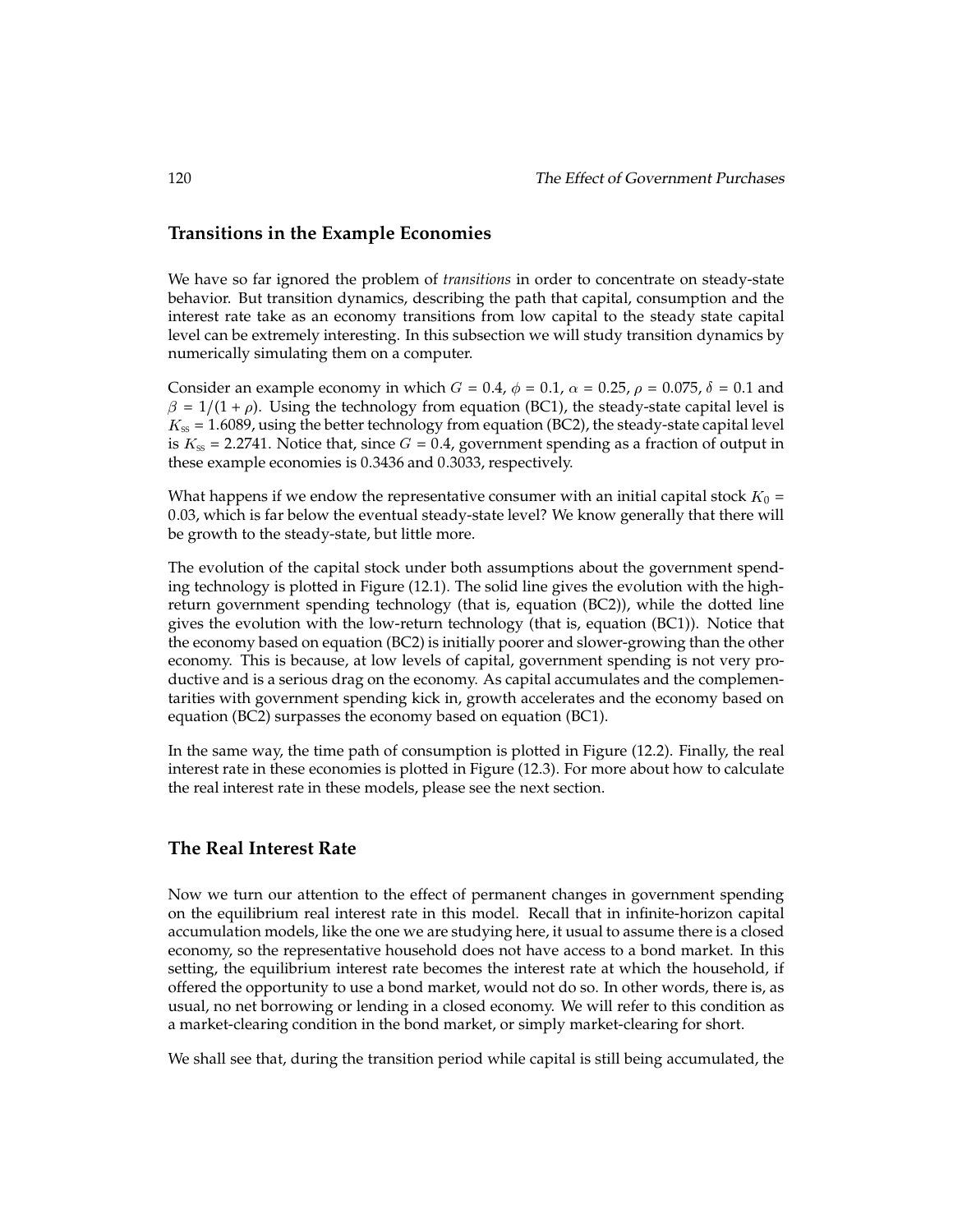## Transitions in the Example Economies

We have so far ignored the problem of *transitions* in order to concentrate on steady-state behavior. But transition dynamics, describing the path that capital, consumption and the interest rate take as an economy transitions from low capital to the steady state capital level can be extremely interesting. In this subsection we will study transition dynamics by numerically simulating them on a computer.

Consider an example economy in which $G = 0.4$, $\phi = 0.1$, $\alpha = 0.25$, $\rho = 0.075$, $\delta = 0.1$ and $\beta = 1/(1 + \rho)$. Using the technology from equation (BC1), the steady-state capital level is $K_{ss} = 1.6089$, using the better technology from equation (BC2), the steady-state capital level is $K_{ss} = 2.2741$. Notice that, since $G = 0.4$, government spending as a fraction of output in these example economies is 0.3436 and 0.3033, respectively.

What happens if we endow the representative consumer with an initial capital stock $K_0 = 0.03$, which is far below the eventual steady-state level? We know generally that there will be growth to the steady-state, but little more.

The evolution of the capital stock under both assumptions about the government spending technology is plotted in Figure (12.1). The solid line gives the evolution with the high-return government spending technology (that is, equation (BC2)), while the dotted line gives the evolution with the low-return technology (that is, equation (BC1)). Notice that the economy based on equation (BC2) is initially poorer and slower-growing than the other economy. This is because, at low levels of capital, government spending is not very productive and is a serious drag on the economy. As capital accumulates and the complementarities with government spending kick in, growth accelerates and the economy based on equation (BC2) surpasses the economy based on equation (BC1).

In the same way, the time path of consumption is plotted in Figure (12.2). Finally, the real interest rate in these economies is plotted in Figure (12.3). For more about how to calculate the real interest rate in these models, please see the next section.

## The Real Interest Rate

Now we turn our attention to the effect of permanent changes in government spending on the equilibrium real interest rate in this model. Recall that in infinite-horizon capital accumulation models, like the one we are studying here, it usual to assume there is a closed economy, so the representative household does not have access to a bond market. In this setting, the equilibrium interest rate becomes the interest rate at which the household, if offered the opportunity to use a bond market, would not do so. In other words, there is, as usual, no net borrowing or lending in a closed economy. We will refer to this condition as a market-clearing condition in the bond market, or simply market-clearing for short.

We shall see that, during the transition period while capital is still being accumulated, the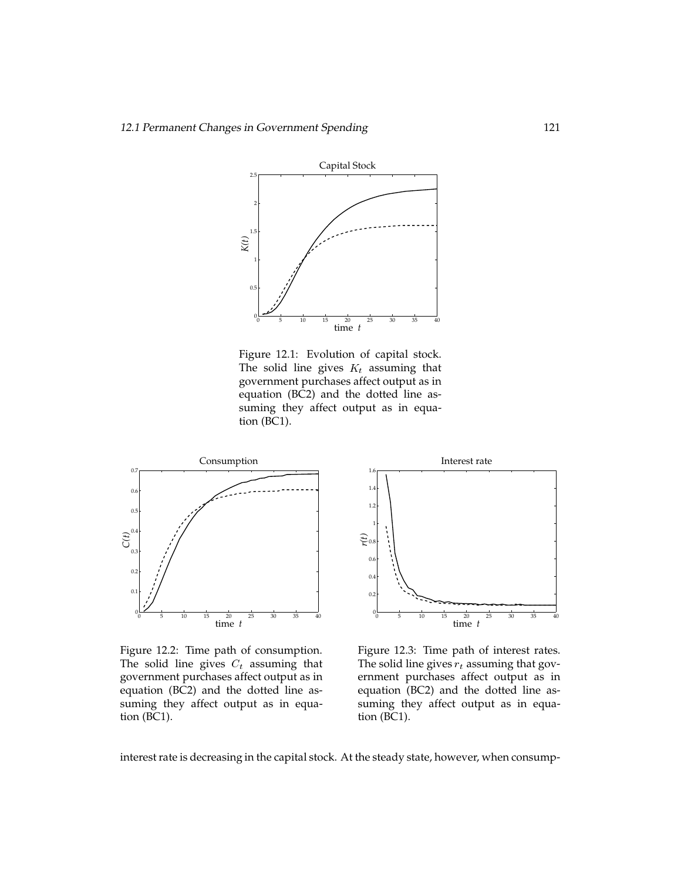Figure 12.1: Evolution of capital stock. The solid line gives $K_t$ assuming that government purchases affect output as in equation (BC2) and the dotted line assuming they affect output as in equation (BC1).

Figure 12.2: Time path of consumption. The solid line gives $C_t$ assuming that government purchases affect output as in equation (BC2) and the dotted line assuming they affect output as in equation (BC1).

Figure 12.3: Time path of interest rates. The solid line gives $r_t$ assuming that government purchases affect output as in equation (BC2) and the dotted line assuming they affect output as in equation (BC1).

interest rate is decreasing in the capital stock. At the steady state, however, when consump-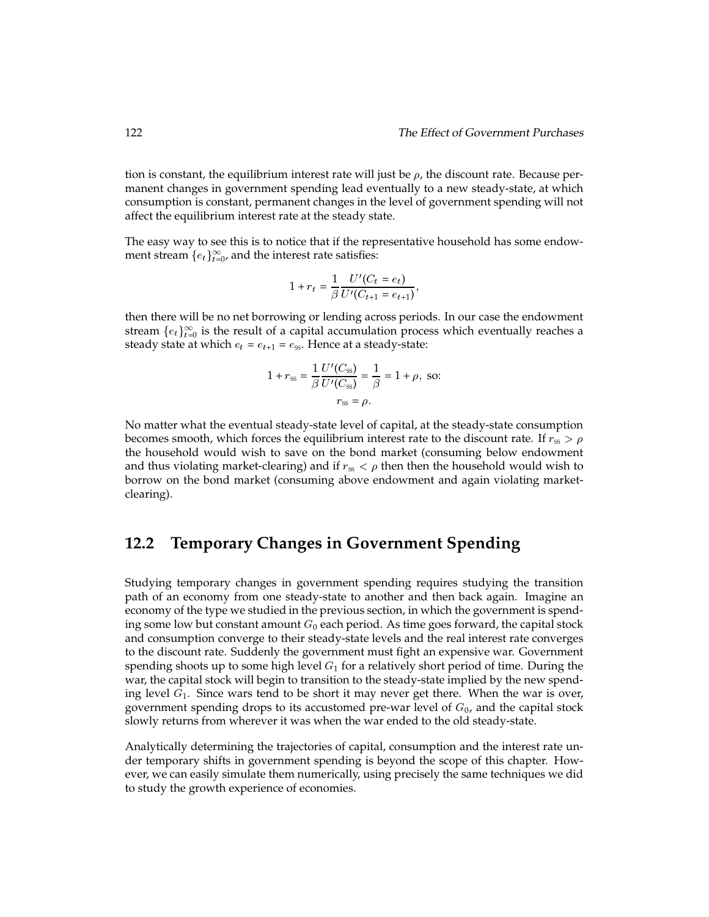tion is constant, the equilibrium interest rate will just be $\rho$, the discount rate. Because permanent changes in government spending lead eventually to a new steady-state, at which consumption is constant, permanent changes in the level of government spending will not affect the equilibrium interest rate at the steady state.

The easy way to see this is to notice that if the representative household has some endowment stream $\{e_t\}_{t=0}^{\infty}$, and the interest rate satisfies:

$$1 + r_t = \frac{1}{\beta} \frac{U'(C_t = e_t)}{U'(C_{t+1} = e_{t+1})},$$

then there will be no net borrowing or lending across periods. In our case the endowment stream $\{e_t\}_{t=0}^{\infty}$ is the result of a capital accumulation process which eventually reaches a steady state at which $e_t = e_{t+1} = e_{\text{ss}}$. Hence at a steady-state:

$$1 + r_{\text{ss}} = \frac{1}{\beta} \frac{U'(C_{\text{ss}})}{U'(C_{\text{ss}})} = \frac{1}{\beta} = 1 + \rho, \text{ so:}$$

$$r_{\text{ss}} = \rho.$$

No matter what the eventual steady-state level of capital, at the steady-state consumption becomes smooth, which forces the equilibrium interest rate to the discount rate. If $r_{\text{ss}} > \rho$ the household would wish to save on the bond market (consuming below endowment and thus violating market-clearing) and if $r_{\text{ss}} < \rho$ then then the household would wish to borrow on the bond market (consuming above endowment and again violating market-clearing).

## 12.2 Temporary Changes in Government Spending

Studying temporary changes in government spending requires studying the transition path of an economy from one steady-state to another and then back again. Imagine an economy of the type we studied in the previous section, in which the government is spending some low but constant amount $G_0$ each period. As time goes forward, the capital stock and consumption converge to their steady-state levels and the real interest rate converges to the discount rate. Suddenly the government must fight an expensive war. Government spending shoots up to some high level $G_1$ for a relatively short period of time. During the war, the capital stock will begin to transition to the steady-state implied by the new spending level $G_1$. Since wars tend to be short it may never get there. When the war is over, government spending drops to its accustomed pre-war level of $G_0$, and the capital stock slowly returns from wherever it was when the war ended to the old steady-state.

Analytically determining the trajectories of capital, consumption and the interest rate under temporary shifts in government spending is beyond the scope of this chapter. However, we can easily simulate them numerically, using precisely the same techniques we did to study the growth experience of economies.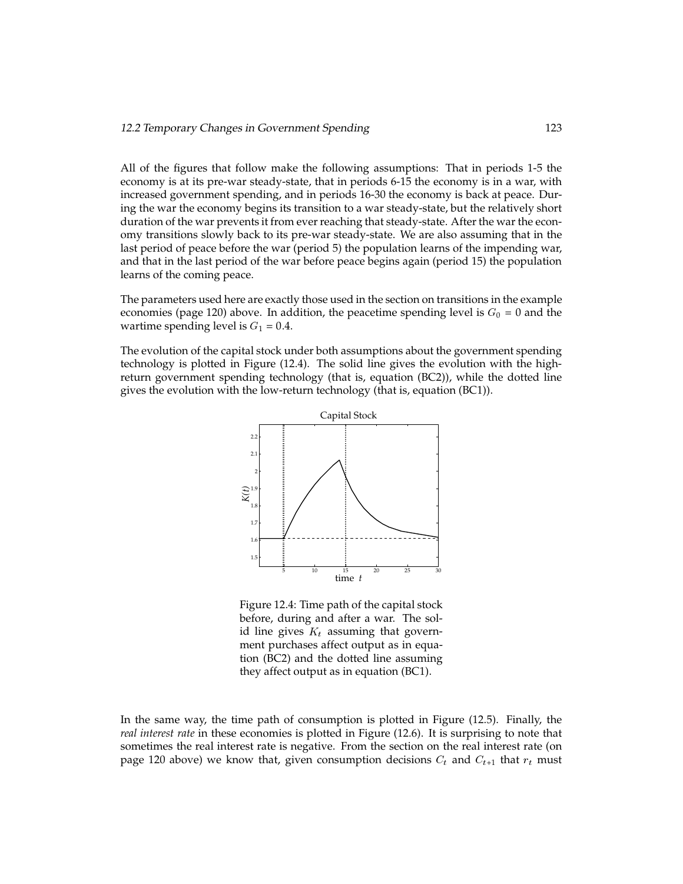All of the figures that follow make the following assumptions: That in periods 1-5 the economy is at its pre-war steady-state, that in periods 6-15 the economy is in a war, with increased government spending, and in periods 16-30 the economy is back at peace. During the war the economy begins its transition to a war steady-state, but the relatively short duration of the war prevents it from ever reaching that steady-state. After the war the economy transitions slowly back to its pre-war steady-state. We are also assuming that in the last period of peace before the war (period 5) the population learns of the impending war, and that in the last period of the war before peace begins again (period 15) the population learns of the coming peace.

The parameters used here are exactly those used in the section on transitions in the example economies (page 120) above. In addition, the peacetime spending level is $G_0 = 0$ and the wartime spending level is $G_1 = 0.4$.

The evolution of the capital stock under both assumptions about the government spending technology is plotted in Figure (12.4). The solid line gives the evolution with the high-return government spending technology (that is, equation (BC2)), while the dotted line gives the evolution with the low-return technology (that is, equation (BC1)).

Figure 12.4: Time path of the capital stock before, during and after a war. The solid line gives $K_t$ assuming that government purchases affect output as in equation (BC2) and the dotted line assuming they affect output as in equation (BC1).

In the same way, the time path of consumption is plotted in Figure (12.5). Finally, the *real interest rate* in these economies is plotted in Figure (12.6). It is surprising to note that sometimes the real interest rate is negative. From the section on the real interest rate (on page 120 above) we know that, given consumption decisions $C_t$ and $C_{t+1}$ that $r_t$ must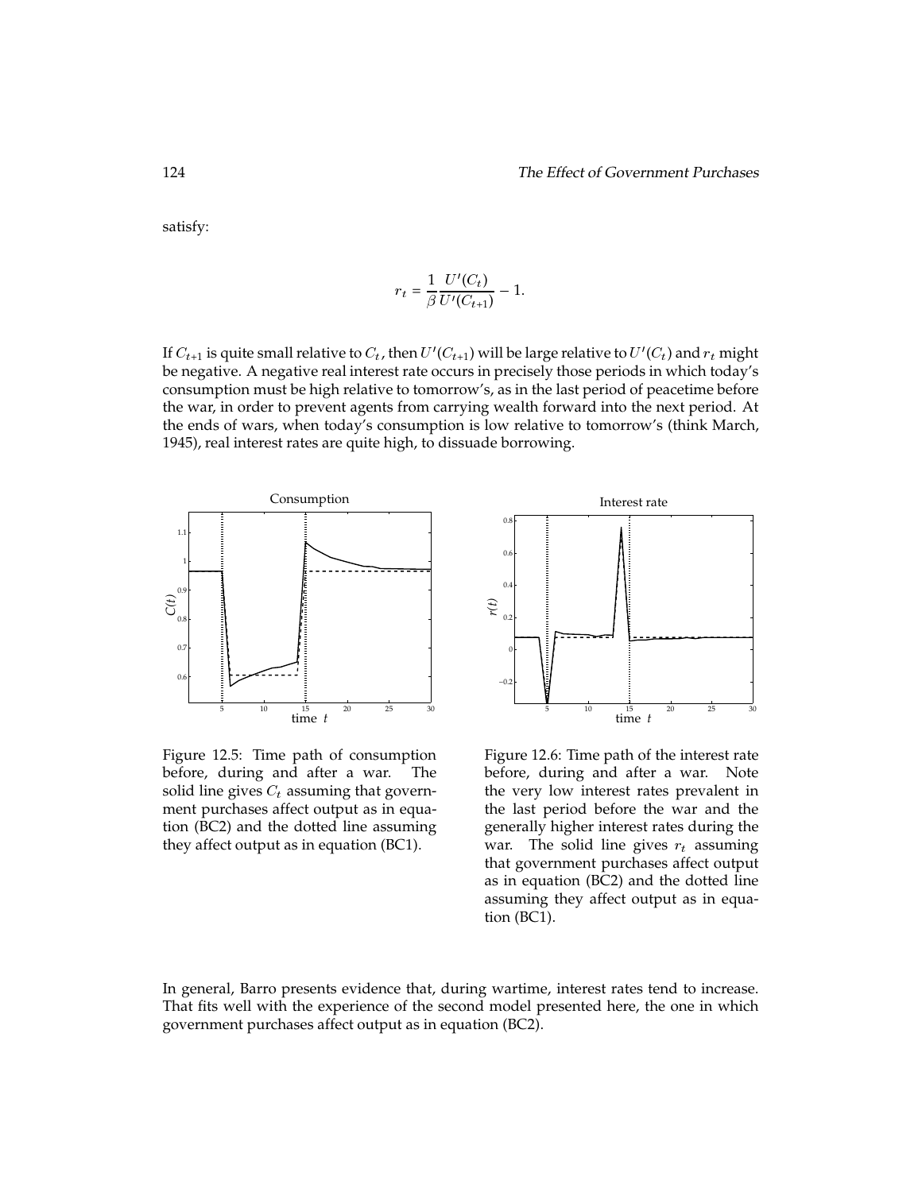satisfy:

$$r_t = \frac{1}{\beta} \frac{U'(C_t)}{U'(C_{t+1})} - 1.$$

If $C_{t+1}$ is quite small relative to $C_t$, then $U'(C_{t+1})$ will be large relative to $U'(C_t)$ and $r_t$ might be negative. A negative real interest rate occurs in precisely those periods in which today's consumption must be high relative to tomorrow's, as in the last period of peacetime before the war, in order to prevent agents from carrying wealth forward into the next period. At the ends of wars, when today's consumption is low relative to tomorrow's (think March, 1945), real interest rates are quite high, to dissuade borrowing.

Figure 12.5: Time path of consumption before, during and after a war. The solid line gives $C_t$ assuming that government purchases affect output as in equation (BC2) and the dotted line assuming they affect output as in equation (BC1).

Figure 12.6: Time path of the interest rate before, during and after a war. Note the very low interest rates prevalent in the last period before the war and the generally higher interest rates during the war. The solid line gives $r_t$ assuming that government purchases affect output as in equation (BC2) and the dotted line assuming they affect output as in equation (BC1).

In general, Barro presents evidence that, during wartime, interest rates tend to increase. That fits well with the experience of the second model presented here, the one in which government purchases affect output as in equation (BC2).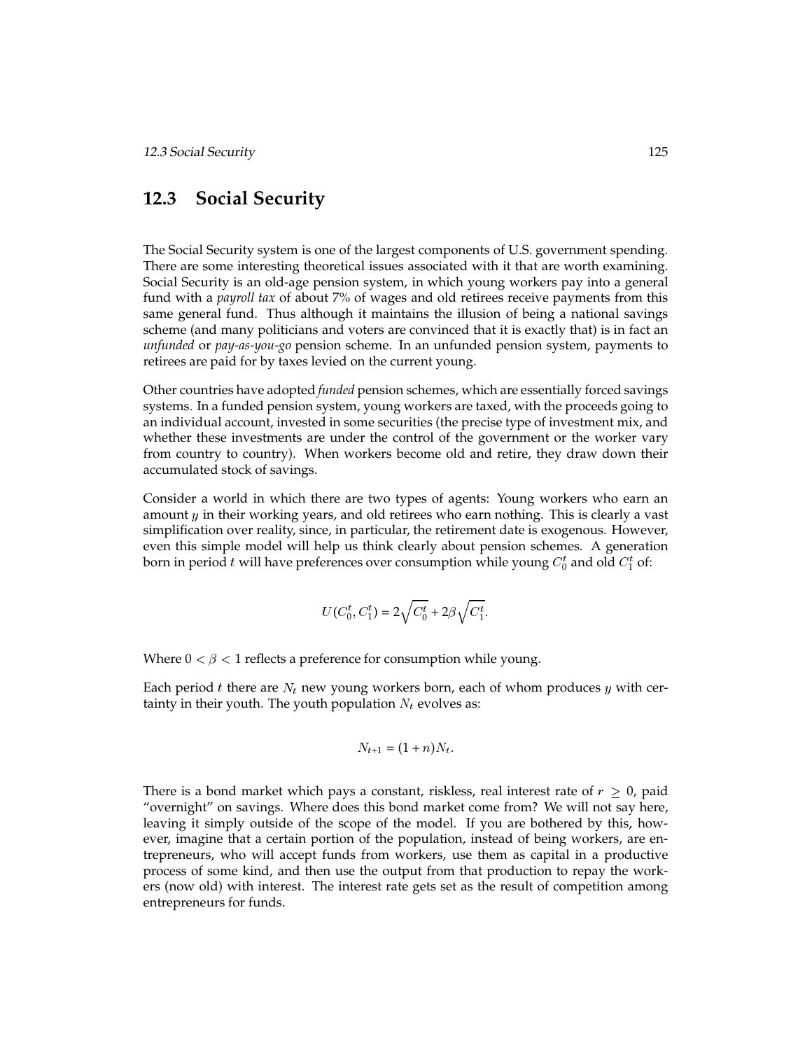## 12.3 Social Security

The Social Security system is one of the largest components of U.S. government spending. There are some interesting theoretical issues associated with it that are worth examining. Social Security is an old-age pension system, in which young workers pay into a general fund with a *payroll tax* of about 7% of wages and old retirees receive payments from this same general fund. Thus although it maintains the illusion of being a national savings scheme (and many politicians and voters are convinced that it is exactly that) is in fact an *unfunded* or *pay-as-you-go* pension scheme. In an unfunded pension system, payments to retirees are paid for by taxes levied on the current young.

Other countries have adopted *funded* pension schemes, which are essentially forced savings systems. In a funded pension system, young workers are taxed, with the proceeds going to an individual account, invested in some securities (the precise type of investment mix, and whether these investments are under the control of the government or the worker vary from country to country). When workers become old and retire, they draw down their accumulated stock of savings.

Consider a world in which there are two types of agents: Young workers who earn an amount $y$ in their working years, and old retirees who earn nothing. This is clearly a vast simplification over reality, since, in particular, the retirement date is exogenous. However, even this simple model will help us think clearly about pension schemes. A generation born in period $t$ will have preferences over consumption while young $C_0^t$ and old $C_1^t$ of:

$$U(C_0^t, C_1^t) = 2\sqrt{C_0^t} + 2\beta\sqrt{C_1^t}.$$

Where $0 < \beta < 1$ reflects a preference for consumption while young.

Each period $t$ there are $N_t$ new young workers born, each of whom produces $y$ with certainty in their youth. The youth population $N_t$ evolves as:

$$N_{t+1} = (1 + n)N_t.$$

There is a bond market which pays a constant, riskless, real interest rate of $r \geq 0$, paid "overnight" on savings. Where does this bond market come from? We will not say here, leaving it simply outside of the scope of the model. If you are bothered by this, however, imagine that a certain portion of the population, instead of being workers, are entrepreneurs, who will accept funds from workers, use them as capital in a productive process of some kind, and then use the output from that production to repay the workers (now old) with interest. The interest rate gets set as the result of competition among entrepreneurs for funds.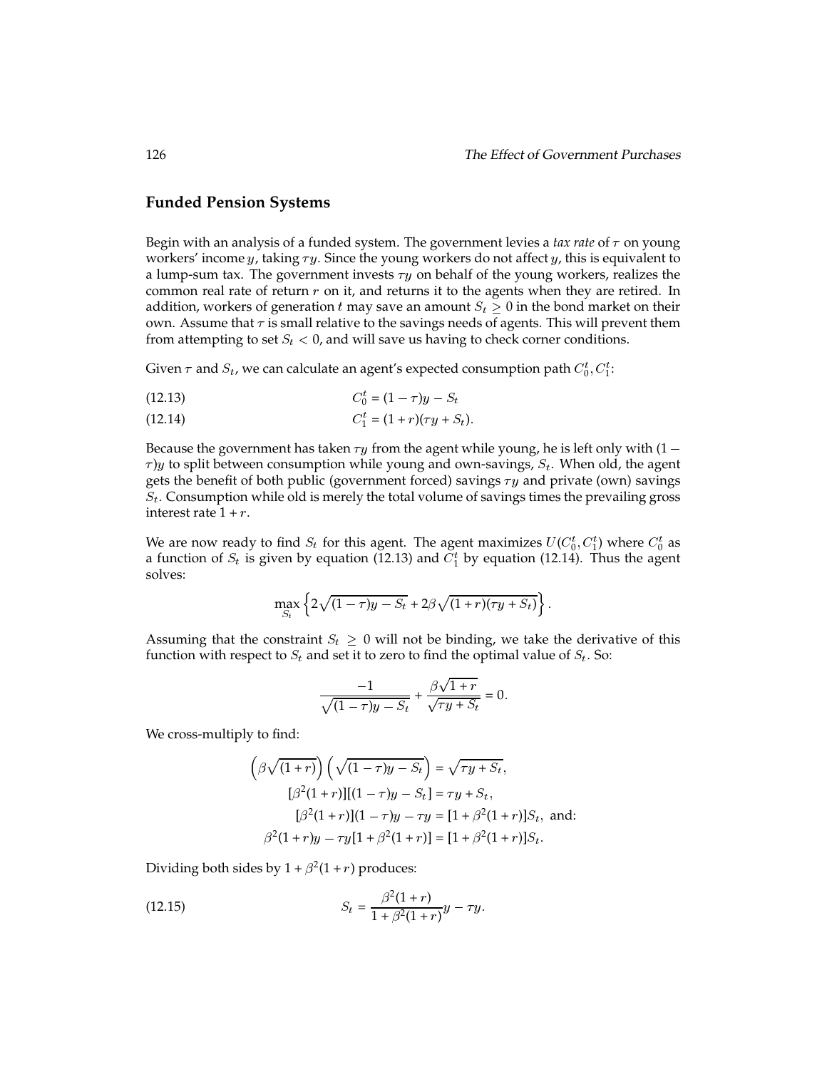## Funded Pension Systems

Begin with an analysis of a funded system. The government levies a *tax rate* of $\tau$ on young workers' income $y$, taking $\tau y$. Since the young workers do not affect $y$, this is equivalent to a lump-sum tax. The government invests $\tau y$ on behalf of the young workers, realizes the common real rate of return $r$ on it, and returns it to the agents when they are retired. In addition, workers of generation $t$ may save an amount $S_t \geq 0$ in the bond market on their own. Assume that $\tau$ is small relative to the savings needs of agents. This will prevent them from attempting to set $S_t < 0$, and will save us having to check corner conditions.

Given $\tau$ and $S_t$, we can calculate an agent's expected consumption path $C_0^t, C_1^t$:

$$C_0^t = (1 - \tau)y - S_t \tag{12.13}$$

$$C_1^t = (1 + r)(\tau y + S_t). \tag{12.14}$$

Because the government has taken $\tau y$ from the agent while young, he is left only with $(1 - \tau)y$ to split between consumption while young and own-savings, $S_t$. When old, the agent gets the benefit of both public (government forced) savings $\tau y$ and private (own) savings $S_t$. Consumption while old is merely the total volume of savings times the prevailing gross interest rate $1 + r$.

We are now ready to find $S_t$ for this agent. The agent maximizes $U(C_0^t, C_1^t)$ where $C_0^t$ as a function of $S_t$ is given by equation (12.13) and $C_1^t$ by equation (12.14). Thus the agent solves:

$$\max_{S_t} \left\{ 2\sqrt{(1-\tau)y - S_t} + 2\beta\sqrt{(1+r)(\tau y + S_t)} \right\}.$$

Assuming that the constraint $S_t \geq 0$ will not be binding, we take the derivative of this function with respect to $S_t$ and set it to zero to find the optimal value of $S_t$. So:

$$\frac{-1}{\sqrt{(1-\tau)y - S_t}} + \frac{\beta\sqrt{1+r}}{\sqrt{\tau y + S_t}} = 0.$$

We cross-multiply to find:

$$\begin{aligned}
\left(\beta\sqrt{(1+r)}\right)\left(\sqrt{(1-\tau)y - S_t}\right) &= \sqrt{\tau y + S_t}, \\
[\beta^2(1+r)][(1-\tau)y - S_t] &= \tau y + S_t, \\
[\beta^2(1+r)](1-\tau)y - \tau y &= [1 + \beta^2(1+r)]S_t, \text{ and:} \\
\beta^2(1+r)y - \tau y[1 + \beta^2(1+r)] &= [1 + \beta^2(1+r)]S_t.
\end{aligned}$$

Dividing both sides by $1 + \beta^2(1+r)$ produces:

$$S_t = \frac{\beta^2(1+r)}{1 + \beta^2(1+r)}y - \tau y. \tag{12.15}$$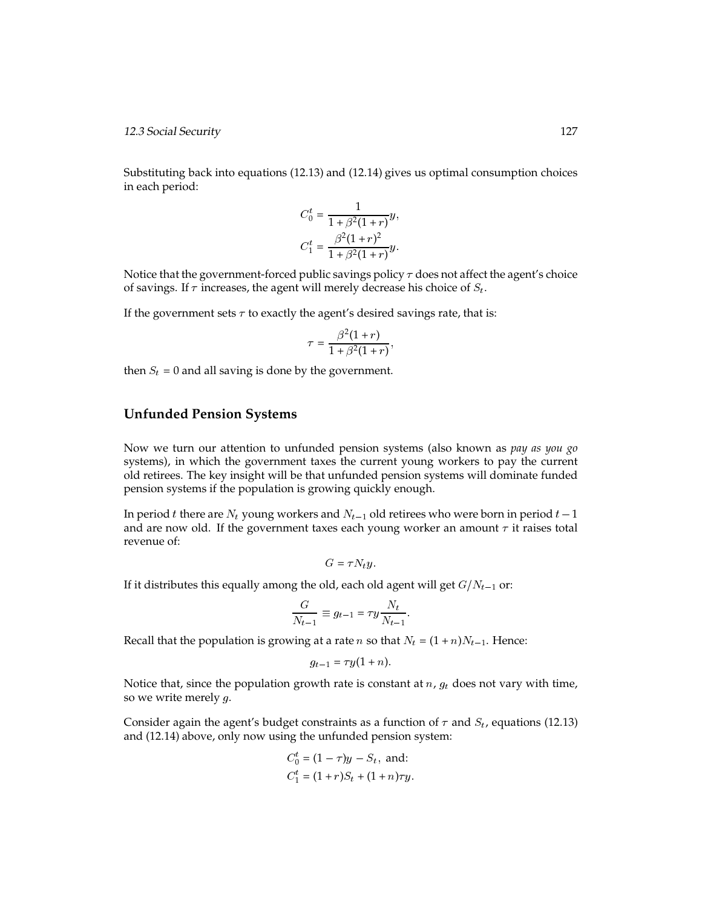Substituting back into equations (12.13) and (12.14) gives us optimal consumption choices in each period:

$$C_0^t = \frac{1}{1+\beta^2(1+r)}y,$$
$$C_1^t = \frac{\beta^2(1+r)^2}{1+\beta^2(1+r)}y.$$

Notice that the government-forced public savings policy $\tau$ does not affect the agent's choice of savings. If $\tau$ increases, the agent will merely decrease his choice of $S_t$.

If the government sets $\tau$ to exactly the agent's desired savings rate, that is:

$$\tau = \frac{\beta^2(1+r)}{1+\beta^2(1+r)},$$

then $S_t = 0$ and all saving is done by the government.

## Unfunded Pension Systems

Now we turn our attention to unfunded pension systems (also known as *pay as you go* systems), in which the government taxes the current young workers to pay the current old retirees. The key insight will be that unfunded pension systems will dominate funded pension systems if the population is growing quickly enough.

In period $t$ there are $N_t$ young workers and $N_{t-1}$ old retirees who were born in period $t-1$ and are now old. If the government taxes each young worker an amount $\tau$ it raises total revenue of:

$$G = \tau N_t y.$$

If it distributes this equally among the old, each old agent will get $G/N_{t-1}$ or:

$$\frac{G}{N_{t-1}} \equiv g_{t-1} = \tau y \frac{N_t}{N_{t-1}}.$$

Recall that the population is growing at a rate $n$ so that $N_t = (1+n)N_{t-1}$. Hence:

$$g_{t-1} = \tau y(1+n).$$

Notice that, since the population growth rate is constant at $n$, $g_t$ does not vary with time, so we write merely $g$.

Consider again the agent's budget constraints as a function of $\tau$ and $S_t$, equations (12.13) and (12.14) above, only now using the unfunded pension system:

$$C_0^t = (1-\tau)y - S_t, \text{ and:}$$
$$C_1^t = (1+r)S_t + (1+n)\tau y.$$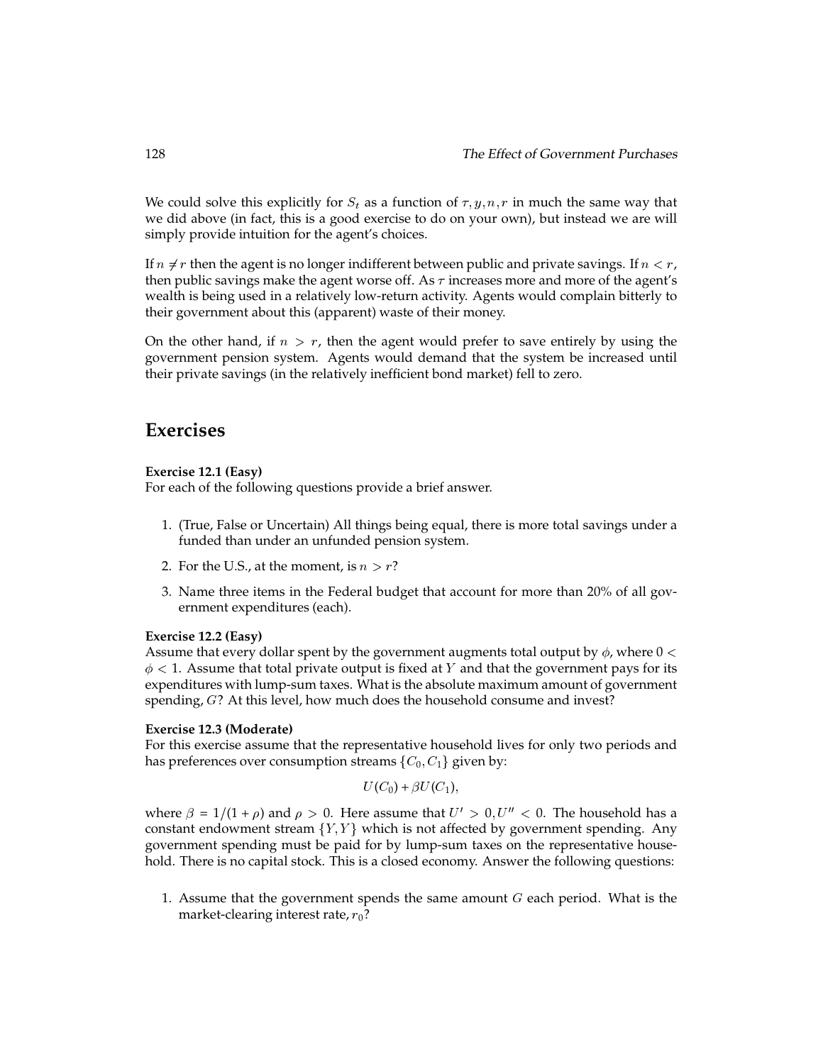We could solve this explicitly for $S_t$ as a function of $\tau, y, n, r$ in much the same way that we did above (in fact, this is a good exercise to do on your own), but instead we are will simply provide intuition for the agent's choices.

If $n \neq r$ then the agent is no longer indifferent between public and private savings. If $n < r$, then public savings make the agent worse off. As $\tau$ increases more and more of the agent's wealth is being used in a relatively low-return activity. Agents would complain bitterly to their government about this (apparent) waste of their money.

On the other hand, if $n > r$, then the agent would prefer to save entirely by using the government pension system. Agents would demand that the system be increased until their private savings (in the relatively inefficient bond market) fell to zero.

## Exercises

**Exercise 12.1 (Easy)**
For each of the following questions provide a brief answer.

1. (True, False or Uncertain) All things being equal, there is more total savings under a funded than under an unfunded pension system.
2. For the U.S., at the moment, is $n > r$?
3. Name three items in the Federal budget that account for more than 20% of all government expenditures (each).

**Exercise 12.2 (Easy)**
Assume that every dollar spent by the government augments total output by $\phi$, where $0 < \phi < 1$. Assume that total private output is fixed at $Y$ and that the government pays for its expenditures with lump-sum taxes. What is the absolute maximum amount of government spending, $G$? At this level, how much does the household consume and invest?

**Exercise 12.3 (Moderate)**
For this exercise assume that the representative household lives for only two periods and has preferences over consumption streams $\{C_0, C_1\}$ given by:

$$U(C_0) + \beta U(C_1),$$

where $\beta = 1/(1+\rho)$ and $\rho > 0$. Here assume that $U' > 0, U'' < 0$. The household has a constant endowment stream $\{Y, Y\}$ which is not affected by government spending. Any government spending must be paid for by lump-sum taxes on the representative household. There is no capital stock. This is a closed economy. Answer the following questions:

1. Assume that the government spends the same amount $G$ each period. What is the market-clearing interest rate, $r_0$?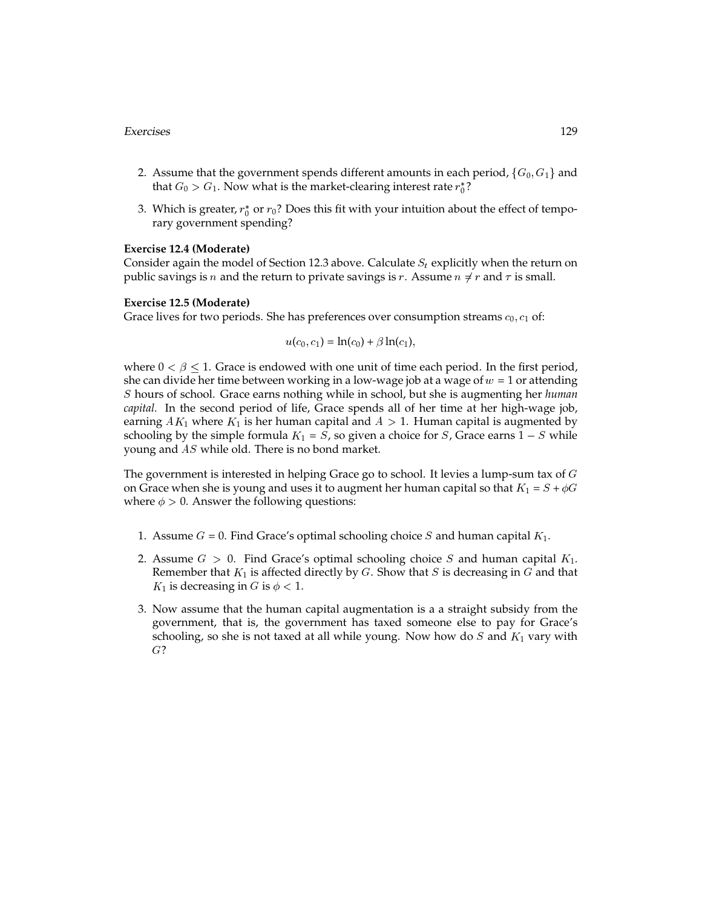2. Assume that the government spends different amounts in each period, $\{G_0, G_1\}$ and that $G_0 > G_1$. Now what is the market-clearing interest rate $r_0^*$?

3. Which is greater, $r_0^*$ or $r_0$? Does this fit with your intuition about the effect of temporary government spending?

**Exercise 12.4 (Moderate)**

Consider again the model of Section 12.3 above. Calculate $S_t$ explicitly when the return on public savings is $n$ and the return to private savings is $r$. Assume $n \neq r$ and $\tau$ is small.

**Exercise 12.5 (Moderate)**

Grace lives for two periods. She has preferences over consumption streams $c_0, c_1$ of:

$$u(c_0, c_1) = \ln(c_0) + \beta \ln(c_1),$$

where $0 < \beta \leq 1$. Grace is endowed with one unit of time each period. In the first period, she can divide her time between working in a low-wage job at a wage of $w = 1$ or attending $S$ hours of school. Grace earns nothing while in school, but she is augmenting her *human capital*. In the second period of life, Grace spends all of her time at her high-wage job, earning $AK_1$ where $K_1$ is her human capital and $A > 1$. Human capital is augmented by schooling by the simple formula $K_1 = S$, so given a choice for $S$, Grace earns $1 - S$ while young and $AS$ while old. There is no bond market.

The government is interested in helping Grace go to school. It levies a lump-sum tax of $G$ on Grace when she is young and uses it to augment her human capital so that $K_1 = S + \phi G$ where $\phi > 0$. Answer the following questions:

1. Assume $G = 0$. Find Grace's optimal schooling choice $S$ and human capital $K_1$.

2. Assume $G > 0$. Find Grace's optimal schooling choice $S$ and human capital $K_1$. Remember that $K_1$ is affected directly by $G$. Show that $S$ is decreasing in $G$ and that $K_1$ is decreasing in $G$ is $\phi < 1$.

3. Now assume that the human capital augmentation is a a straight subsidy from the government, that is, the government has taxed someone else to pay for Grace's schooling, so she is not taxed at all while young. Now how do $S$ and $K_1$ vary with $G$?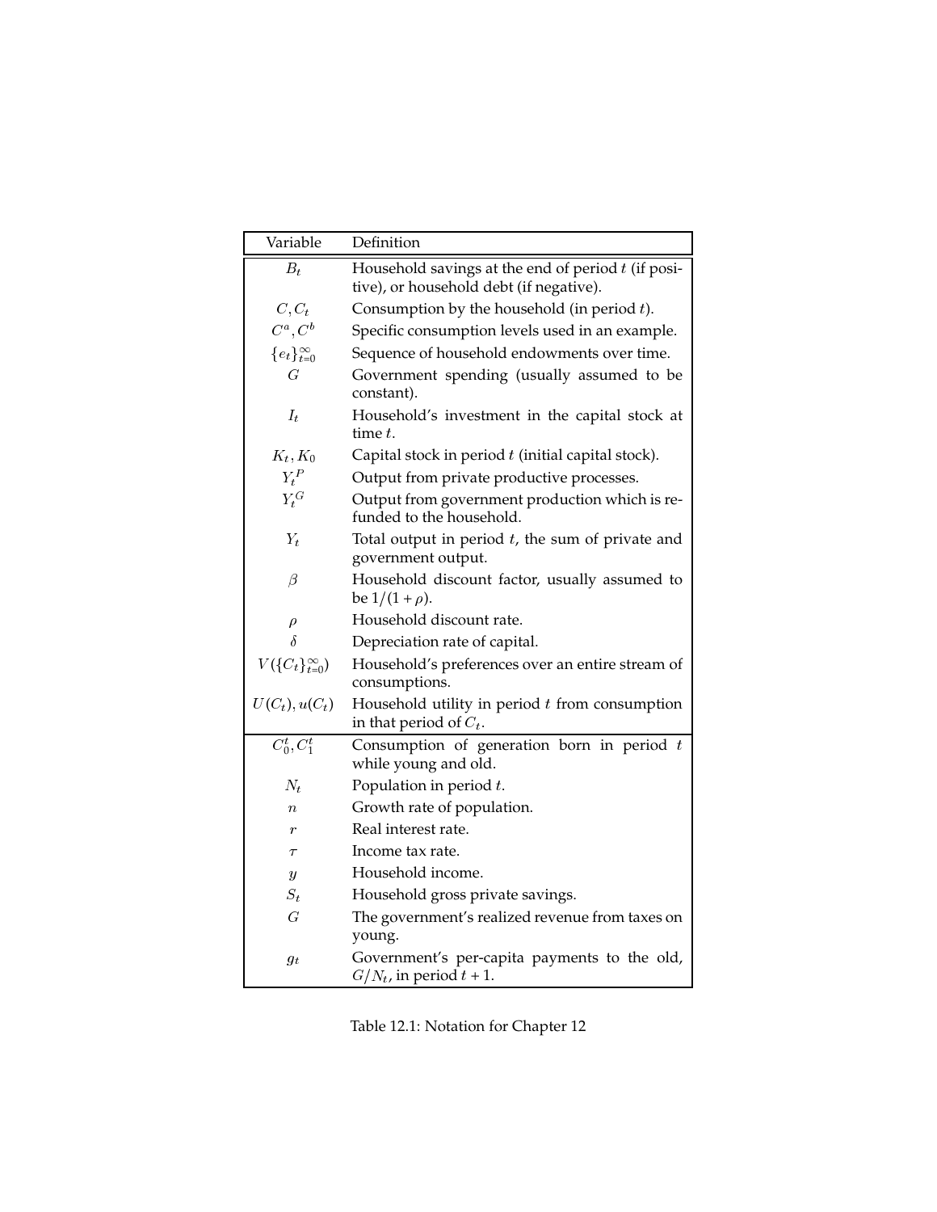| Variable | Definition |
|---|---|
| $B_t$ | Household savings at the end of period $t$ (if positive), or household debt (if negative). |
| $C, C_t$ | Consumption by the household (in period $t$). |
| $C^a, C^b$ | Specific consumption levels used in an example. |
| $\{e_t\}_{t=0}^{\infty}$ | Sequence of household endowments over time. |
| $G$ | Government spending (usually assumed to be constant). |
| $I_t$ | Household's investment in the capital stock at time $t$. |
| $K_t, K_0$ | Capital stock in period $t$ (initial capital stock). |
| $Y_t^P$ | Output from private productive processes. |
| $Y_t^G$ | Output from government production which is refunded to the household. |
| $Y_t$ | Total output in period $t$, the sum of private and government output. |
| $\beta$ | Household discount factor, usually assumed to be $1/(1+\rho)$. |
| $\rho$ | Household discount rate. |
| $\delta$ | Depreciation rate of capital. |
| $V(\{C_t\}_{t=0}^{\infty})$ | Household's preferences over an entire stream of consumptions. |
| $U(C_t), u(C_t)$ | Household utility in period $t$ from consumption in that period of $C_t$. |
| $C_0^t, C_1^t$ | Consumption of generation born in period $t$ while young and old. |
| $N_t$ | Population in period $t$. |
| $n$ | Growth rate of population. |
| $r$ | Real interest rate. |
| $\tau$ | Income tax rate. |
| $y$ | Household income. |
| $S_t$ | Household gross private savings. |
| $G$ | The government's realized revenue from taxes on young. |
| $g_t$ | Government's per-capita payments to the old, $G/N_t$, in period $t+1$. |

Table 12.1: Notation for Chapter 12